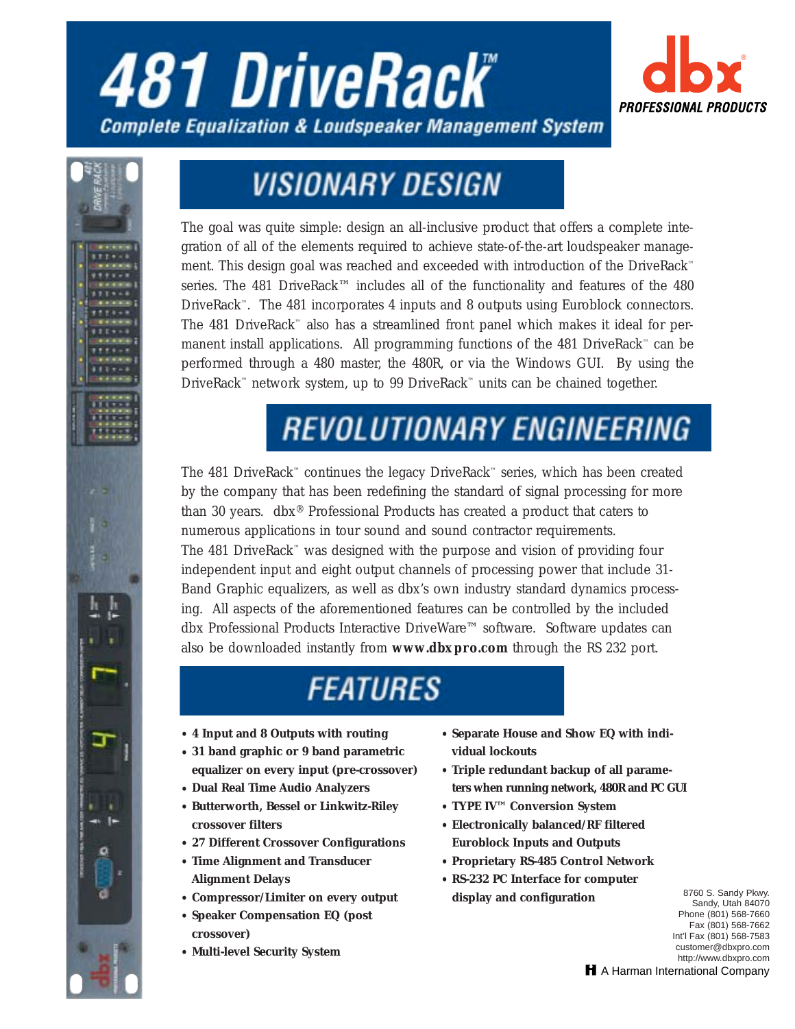# 481 DriveRack™

**Complete Equalization & Loudspeaker Management System**

dbx® PROFESSIONAL PRODUCTS

## VISIONARY DESIGN

The goal was quite simple: design an all-inclusive product that offers a complete integration of all of the elements required to achieve state-of-the-art loudspeaker management. This design goal was reached and exceeded with introduction of the DriveRack™ series. The 481 DriveRack™ includes all of the functionality and features of the 480 DriveRack™. The 481 incorporates 4 inputs and 8 outputs using Euroblock connectors. The 481 DriveRack™ also has a streamlined front panel which makes it ideal for permanent install applications. All programming functions of the 481 DriveRack™ can be performed through a 480 master, the 480R, or via the Windows GUI. By using the DriveRack™ network system, up to 99 DriveRack™ units can be chained together.

## REVOLUTIONARY ENGINEERING

The 481 DriveRack™ continues the legacy DriveRack™ series, which has been created by the company that has been redefining the standard of signal processing for more than 30 years. dbx® Professional Products has created a product that caters to numerous applications in tour sound and sound contractor requirements.
The 481 DriveRack™ was designed with the purpose and vision of providing four independent input and eight output channels of processing power that include 31-Band Graphic equalizers, as well as dbx's own industry standard dynamics processing. All aspects of the aforementioned features can be controlled by the included dbx Professional Products Interactive DriveWare™ software. Software updates can also be downloaded instantly from **www.dbxpro.com** through the RS 232 port.

## FEATURES

- **4 Input and 8 Outputs with routing**
- **31 band graphic or 9 band parametric equalizer on every input (pre-crossover)**
- **Dual Real Time Audio Analyzers**
- **Butterworth, Bessel or Linkwitz-Riley crossover filters**
- **27 Different Crossover Configurations**
- **Time Alignment and Transducer Alignment Delays**
- **Compressor/Limiter on every output**
- **Speaker Compensation EQ (post crossover)**
- **Multi-level Security System**
- **Separate House and Show EQ with individual lockouts**
- **Triple redundant backup of all parameters when running network, 480R and PC GUI**
- **TYPE IV™ Conversion System**
- **Electronically balanced/RF filtered Euroblock Inputs and Outputs**
- **Proprietary RS-485 Control Network**
- **RS-232 PC Interface for computer display and configuration**

8760 S. Sandy Pkwy.
Sandy, Utah 84070
Phone (801) 568-7660
Fax (801) 568-7662
Int'l Fax (801) 568-7583
customer@dbxpro.com
http://www.dbxpro.com

A Harman International Company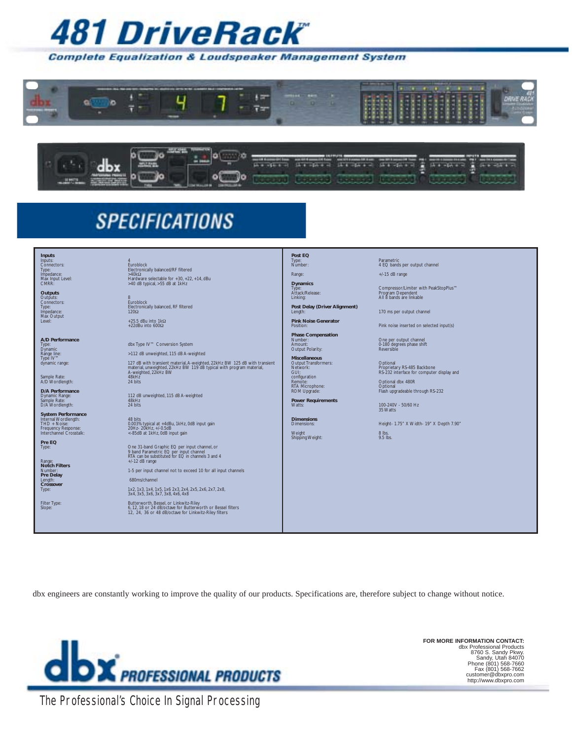# 481 DriveRack™

**Complete Equalization & Loudspeaker Management System**

## SPECIFICATIONS

**Inputs**

| | |
|---|---|
| Inputs: | 4 |
| Connectors: | Euroblock |
| Type: | Electronically balanced/RF filtered |
| Impedance: | >40kΩ |
| Max Input Level: | Hardware selectable for +30, +22, +14, dBu |
| CMRR: | >40 dB typical, >55 dB at 1kHz |

**Outputs**

| | |
|---|---|
| Outputs: | 8 |
| Connectors: | Euroblock |
| Type: | Electronically balanced, RF filtered |
| Impedance: | 120Ω |
| Max Output Level: | +25.5 dBu into 1kΩ<br>+22dBu into 600Ω |

**A/D Performance**

| | |
|---|---|
| Type: | dbx Type IV™ Conversion System |
| Dynamic Range line: | >112 dB unweighted, 115 dB A-weighted |
| Type IV™ dynamic range: | 127 dB with transient material, A-weighted, 22kHz BW 125 dB with transient material, unweighted, 22kHz BW 119 dB typical with program material, A-weighted, 22kHz BW |
| Sample Rate: | 48kHz |
| A/D Wordlength: | 24 bits |

**D/A Performance**

| | |
|---|---|
| Dynamic Range: | 112 dB unweighted, 115 dB A-weighted |
| Sample Rate: | 48kHz |
| D/A Wordlength: | 24 bits |

**System Performance**

| | |
|---|---|
| Internal Wordlength: | 48 bits |
| THD + Noise: | 0.003% typical at +4dBu, 1kHz, 0dB input gain |
| Frequency Response: | 20Hz- 20kHz, +/-0.5dB |
| Interchannel Crosstalk: | <-85dB at 1kHz, 0dB input gain |

**Pre EQ**

| | |
|---|---|
| Type: | One 31-band Graphic EQ per input channel, or<br>9 band Parametric EQ per input channel<br>RTA can be substituted for EQ in channels 3 and 4 |
| Range: | +/-12 dB range |

**Notch Filters**

| | |
|---|---|
| Number: | 1-5 per input channel not to exceed 10 for all input channels |

**Pre Delay**

| | |
|---|---|
| Length: | 680ms/channel |

**Crossover**

| | |
|---|---|
| Type: | 1x2, 1x3, 1x4, 1x5, 1x6 2x3, 2x4, 2x5, 2x6, 2x7, 2x8,<br>3x4, 3x5, 3x6, 3x7, 3x8, 4x6, 4x8 |
| Filter Type: | Butterworth, Bessel, or Linkwitz-Riley |
| Slope: | 6, 12, 18 or 24 dB/octave for Butterworth or Bessel filters<br>12, 24, 36 or 48 dB/octave for Linkwitz-Riley filters |

**Post EQ**

| | |
|---|---|
| Type: | Parametric |
| Number: | 4 EQ bands per output channel |
| Range: | +/-15 dB range |

**Dynamics**

| | |
|---|---|
| Type: | Compressor/Limiter with PeakStopPlus™ |
| Attack/Release: | Program Dependent |
| Linking: | All 8 bands are linkable |

**Post Delay (Driver Alignment)**

| | |
|---|---|
| Length: | 170 ms per output channel |

**Pink Noise Generator**

| | |
|---|---|
| Position: | Pink noise inserted on selected input(s) |

**Phase Compensation**

| | |
|---|---|
| Number: | One per output channel |
| Amount: | 0-180 degrees phase shift |
| Output Polarity: | Reversible |

**Miscellaneous**

| | |
|---|---|
| Output Transformers: | Optional |
| Network: | Proprietary RS-485 Backbone |
| GUI: | RS-232 interface for computer display and configuration |
| Remote: | Optional dbx 480R |
| RTA Microphone: | Optional |
| ROM Upgrade: | Flash upgradeable through RS-232 |

**Power Requirements**

| | |
|---|---|
| Watts: | 100-240V - 50/60 Hz<br>35 Watts |

**Dimensions**

| | |
|---|---|
| Dimensions: | Height- 1.75" X Width- 19" X Depth 7.90" |
| Weight | 8 lbs. |
| Shipping Weight: | 9.5 lbs. |

dbx engineers are constantly working to improve the quality of our products. Specifications are, therefore subject to change without notice.

**FOR MORE INFORMATION CONTACT:**
dbx Professional Products
8760 S. Sandy Pkwy.
Sandy, Utah 84070
Phone (801) 568-7660
Fax (801) 568-7662
customer@dbxpro.com
http://www.dbxpro.com

dbx PROFESSIONAL PRODUCTS

The Professional's Choice In Signal Processing